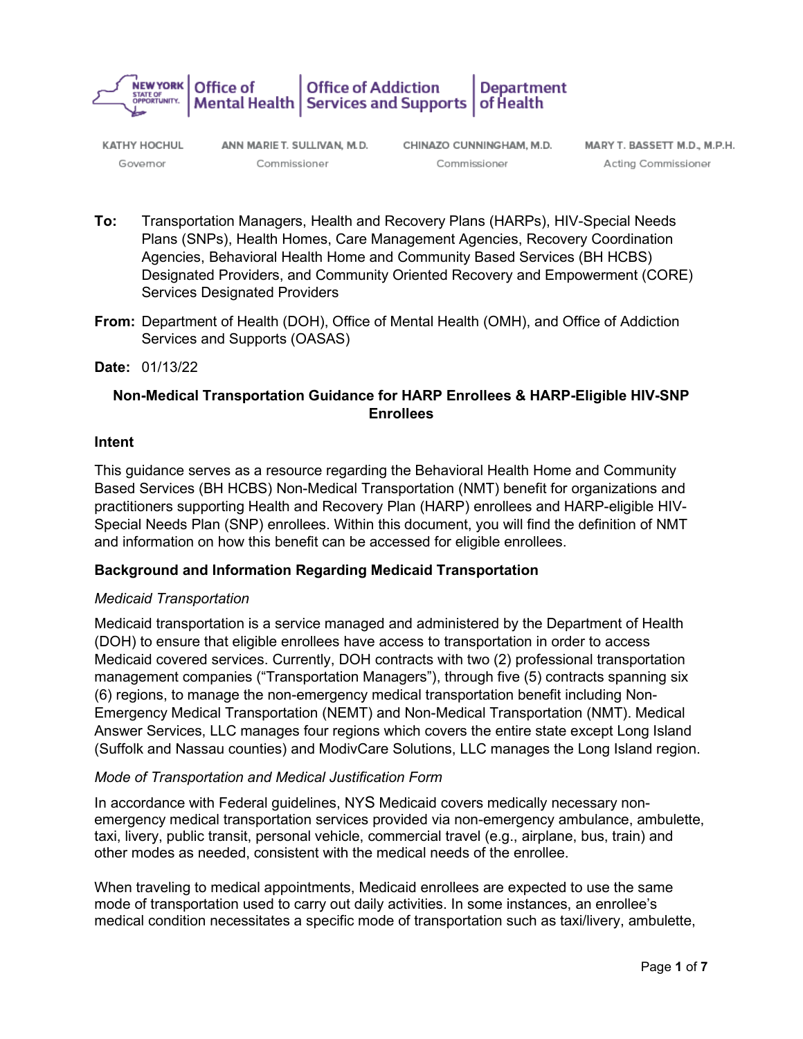NEW YORK STATE OF OPPORTUNITY. | Office of Mental Health | Office of Addiction Services and Supports | Department of Health

| KATHY HOCHUL | ANN MARIE T. SULLIVAN, M.D. | CHINAZO CUNNINGHAM, M.D. | MARY T. BASSETT M.D., M.P.H. |
|---|---|---|---|
| Governor | Commissioner | Commissioner | Acting Commissioner |

**To:** Transportation Managers, Health and Recovery Plans (HARPs), HIV-Special Needs Plans (SNPs), Health Homes, Care Management Agencies, Recovery Coordination Agencies, Behavioral Health Home and Community Based Services (BH HCBS) Designated Providers, and Community Oriented Recovery and Empowerment (CORE) Services Designated Providers

**From:** Department of Health (DOH), Office of Mental Health (OMH), and Office of Addiction Services and Supports (OASAS)

**Date:** 01/13/22

## Non-Medical Transportation Guidance for HARP Enrollees & HARP-Eligible HIV-SNP Enrollees

### Intent

This guidance serves as a resource regarding the Behavioral Health Home and Community Based Services (BH HCBS) Non-Medical Transportation (NMT) benefit for organizations and practitioners supporting Health and Recovery Plan (HARP) enrollees and HARP-eligible HIV-Special Needs Plan (SNP) enrollees. Within this document, you will find the definition of NMT and information on how this benefit can be accessed for eligible enrollees.

### Background and Information Regarding Medicaid Transportation

*Medicaid Transportation*

Medicaid transportation is a service managed and administered by the Department of Health (DOH) to ensure that eligible enrollees have access to transportation in order to access Medicaid covered services. Currently, DOH contracts with two (2) professional transportation management companies ("Transportation Managers"), through five (5) contracts spanning six (6) regions, to manage the non-emergency medical transportation benefit including Non-Emergency Medical Transportation (NEMT) and Non-Medical Transportation (NMT). Medical Answer Services, LLC manages four regions which covers the entire state except Long Island (Suffolk and Nassau counties) and ModivCare Solutions, LLC manages the Long Island region.

*Mode of Transportation and Medical Justification Form*

In accordance with Federal guidelines, NYS Medicaid covers medically necessary non-emergency medical transportation services provided via non-emergency ambulance, ambulette, taxi, livery, public transit, personal vehicle, commercial travel (e.g., airplane, bus, train) and other modes as needed, consistent with the medical needs of the enrollee.

When traveling to medical appointments, Medicaid enrollees are expected to use the same mode of transportation used to carry out daily activities. In some instances, an enrollee's medical condition necessitates a specific mode of transportation such as taxi/livery, ambulette,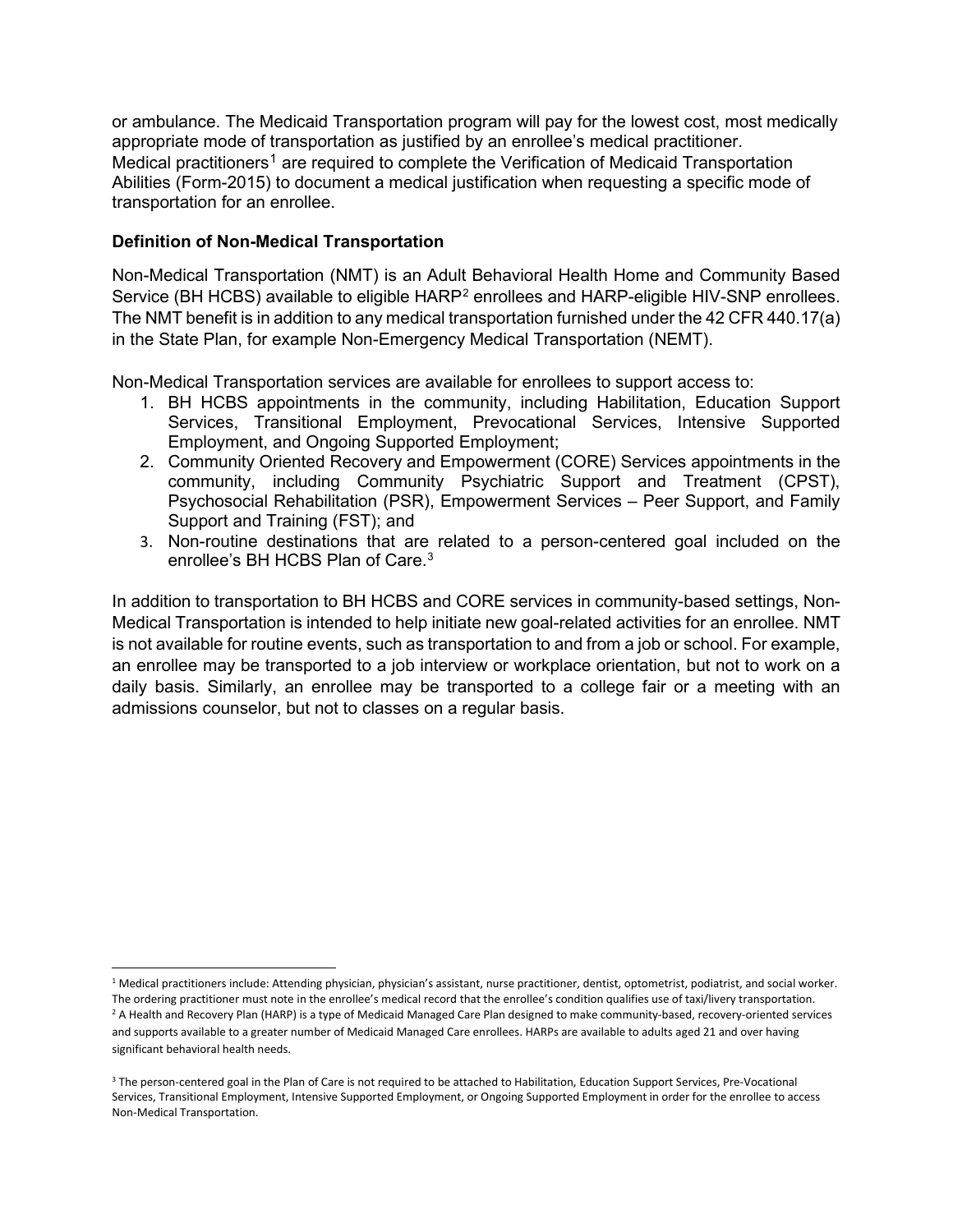or ambulance. The Medicaid Transportation program will pay for the lowest cost, most medically appropriate mode of transportation as justified by an enrollee's medical practitioner. Medical practitioners[1] are required to complete the Verification of Medicaid Transportation Abilities (Form-2015) to document a medical justification when requesting a specific mode of transportation for an enrollee.

**Definition of Non-Medical Transportation**

Non-Medical Transportation (NMT) is an Adult Behavioral Health Home and Community Based Service (BH HCBS) available to eligible HARP[2] enrollees and HARP-eligible HIV-SNP enrollees. The NMT benefit is in addition to any medical transportation furnished under the 42 CFR 440.17(a) in the State Plan, for example Non-Emergency Medical Transportation (NEMT).

Non-Medical Transportation services are available for enrollees to support access to:

1. BH HCBS appointments in the community, including Habilitation, Education Support Services, Transitional Employment, Prevocational Services, Intensive Supported Employment, and Ongoing Supported Employment;
2. Community Oriented Recovery and Empowerment (CORE) Services appointments in the community, including Community Psychiatric Support and Treatment (CPST), Psychosocial Rehabilitation (PSR), Empowerment Services – Peer Support, and Family Support and Training (FST); and
3. Non-routine destinations that are related to a person-centered goal included on the enrollee's BH HCBS Plan of Care.[3]

In addition to transportation to BH HCBS and CORE services in community-based settings, Non-Medical Transportation is intended to help initiate new goal-related activities for an enrollee. NMT is not available for routine events, such as transportation to and from a job or school. For example, an enrollee may be transported to a job interview or workplace orientation, but not to work on a daily basis. Similarly, an enrollee may be transported to a college fair or a meeting with an admissions counselor, but not to classes on a regular basis.

---

[1] Medical practitioners include: Attending physician, physician's assistant, nurse practitioner, dentist, optometrist, podiatrist, and social worker. The ordering practitioner must note in the enrollee's medical record that the enrollee's condition qualifies use of taxi/livery transportation.

[2] A Health and Recovery Plan (HARP) is a type of Medicaid Managed Care Plan designed to make community-based, recovery-oriented services and supports available to a greater number of Medicaid Managed Care enrollees. HARPs are available to adults aged 21 and over having significant behavioral health needs.

[3] The person-centered goal in the Plan of Care is not required to be attached to Habilitation, Education Support Services, Pre-Vocational Services, Transitional Employment, Intensive Supported Employment, or Ongoing Supported Employment in order for the enrollee to access Non-Medical Transportation.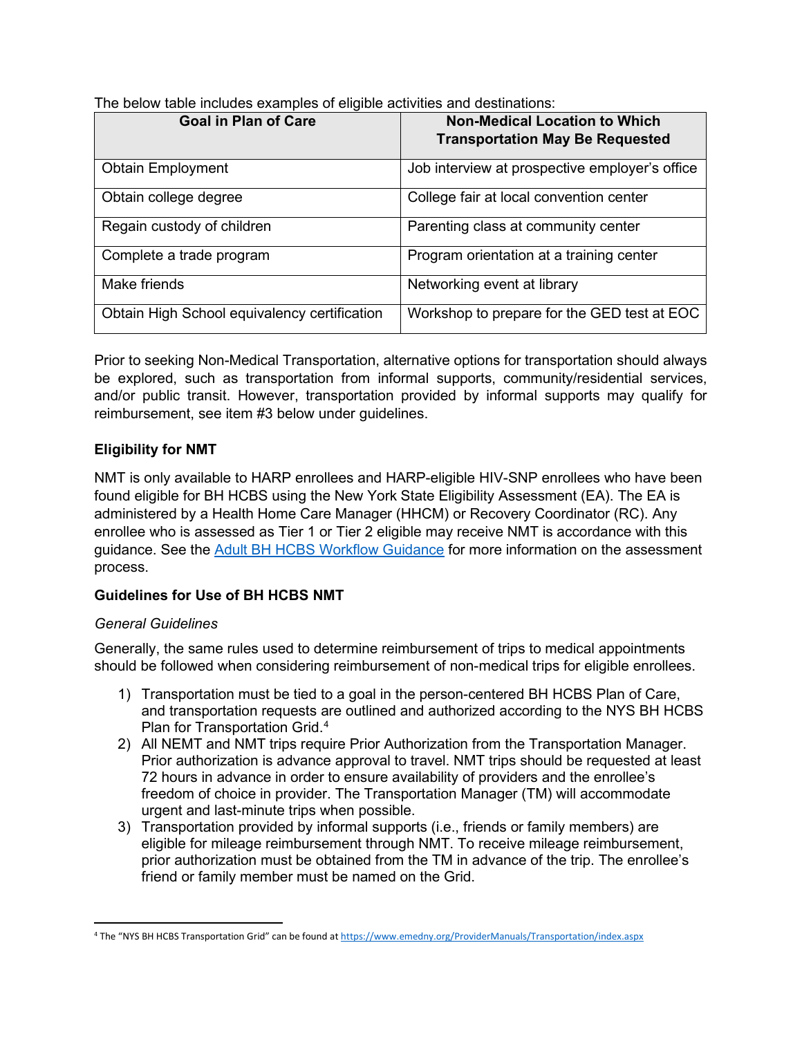The below table includes examples of eligible activities and destinations:

| Goal in Plan of Care | Non-Medical Location to Which Transportation May Be Requested |
| --- | --- |
| Obtain Employment | Job interview at prospective employer's office |
| Obtain college degree | College fair at local convention center |
| Regain custody of children | Parenting class at community center |
| Complete a trade program | Program orientation at a training center |
| Make friends | Networking event at library |
| Obtain High School equivalency certification | Workshop to prepare for the GED test at EOC |

Prior to seeking Non-Medical Transportation, alternative options for transportation should always be explored, such as transportation from informal supports, community/residential services, and/or public transit. However, transportation provided by informal supports may qualify for reimbursement, see item #3 below under guidelines.

### Eligibility for NMT

NMT is only available to HARP enrollees and HARP-eligible HIV-SNP enrollees who have been found eligible for BH HCBS using the New York State Eligibility Assessment (EA). The EA is administered by a Health Home Care Manager (HHCM) or Recovery Coordinator (RC). Any enrollee who is assessed as Tier 1 or Tier 2 eligible may receive NMT is accordance with this guidance. See the [Adult BH HCBS Workflow Guidance]() for more information on the assessment process.

### Guidelines for Use of BH HCBS NMT

*General Guidelines*

Generally, the same rules used to determine reimbursement of trips to medical appointments should be followed when considering reimbursement of non-medical trips for eligible enrollees.

1) Transportation must be tied to a goal in the person-centered BH HCBS Plan of Care, and transportation requests are outlined and authorized according to the NYS BH HCBS Plan for Transportation Grid.[4]
2) All NEMT and NMT trips require Prior Authorization from the Transportation Manager. Prior authorization is advance approval to travel. NMT trips should be requested at least 72 hours in advance in order to ensure availability of providers and the enrollee's freedom of choice in provider. The Transportation Manager (TM) will accommodate urgent and last-minute trips when possible.
3) Transportation provided by informal supports (i.e., friends or family members) are eligible for mileage reimbursement through NMT. To receive mileage reimbursement, prior authorization must be obtained from the TM in advance of the trip. The enrollee's friend or family member must be named on the Grid.

---

[4] The "NYS BH HCBS Transportation Grid" can be found at https://www.emedny.org/ProviderManuals/Transportation/index.aspx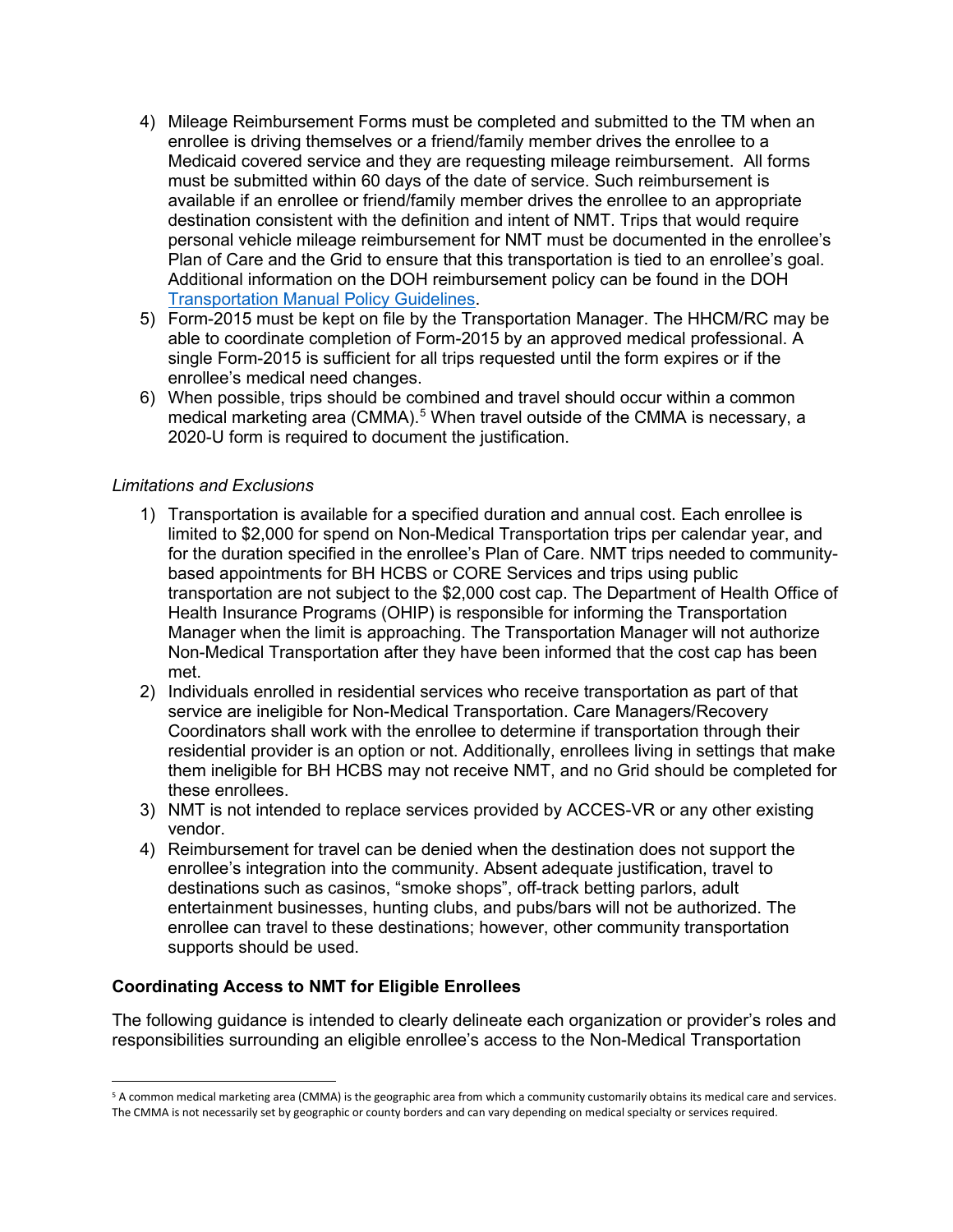4) Mileage Reimbursement Forms must be completed and submitted to the TM when an enrollee is driving themselves or a friend/family member drives the enrollee to a Medicaid covered service and they are requesting mileage reimbursement. All forms must be submitted within 60 days of the date of service. Such reimbursement is available if an enrollee or friend/family member drives the enrollee to an appropriate destination consistent with the definition and intent of NMT. Trips that would require personal vehicle mileage reimbursement for NMT must be documented in the enrollee's Plan of Care and the Grid to ensure that this transportation is tied to an enrollee's goal. Additional information on the DOH reimbursement policy can be found in the DOH [Transportation Manual Policy Guidelines](#).
5) Form-2015 must be kept on file by the Transportation Manager. The HHCM/RC may be able to coordinate completion of Form-2015 by an approved medical professional. A single Form-2015 is sufficient for all trips requested until the form expires or if the enrollee's medical need changes.
6) When possible, trips should be combined and travel should occur within a common medical marketing area (CMMA).[5] When travel outside of the CMMA is necessary, a 2020-U form is required to document the justification.

*Limitations and Exclusions*

1) Transportation is available for a specified duration and annual cost. Each enrollee is limited to $2,000 for spend on Non-Medical Transportation trips per calendar year, and for the duration specified in the enrollee's Plan of Care. NMT trips needed to community-based appointments for BH HCBS or CORE Services and trips using public transportation are not subject to the $2,000 cost cap. The Department of Health Office of Health Insurance Programs (OHIP) is responsible for informing the Transportation Manager when the limit is approaching. The Transportation Manager will not authorize Non-Medical Transportation after they have been informed that the cost cap has been met.
2) Individuals enrolled in residential services who receive transportation as part of that service are ineligible for Non-Medical Transportation. Care Managers/Recovery Coordinators shall work with the enrollee to determine if transportation through their residential provider is an option or not. Additionally, enrollees living in settings that make them ineligible for BH HCBS may not receive NMT, and no Grid should be completed for these enrollees.
3) NMT is not intended to replace services provided by ACCES-VR or any other existing vendor.
4) Reimbursement for travel can be denied when the destination does not support the enrollee's integration into the community. Absent adequate justification, travel to destinations such as casinos, "smoke shops", off-track betting parlors, adult entertainment businesses, hunting clubs, and pubs/bars will not be authorized. The enrollee can travel to these destinations; however, other community transportation supports should be used.

**Coordinating Access to NMT for Eligible Enrollees**

The following guidance is intended to clearly delineate each organization or provider's roles and responsibilities surrounding an eligible enrollee's access to the Non-Medical Transportation

[5] A common medical marketing area (CMMA) is the geographic area from which a community customarily obtains its medical care and services. The CMMA is not necessarily set by geographic or county borders and can vary depending on medical specialty or services required.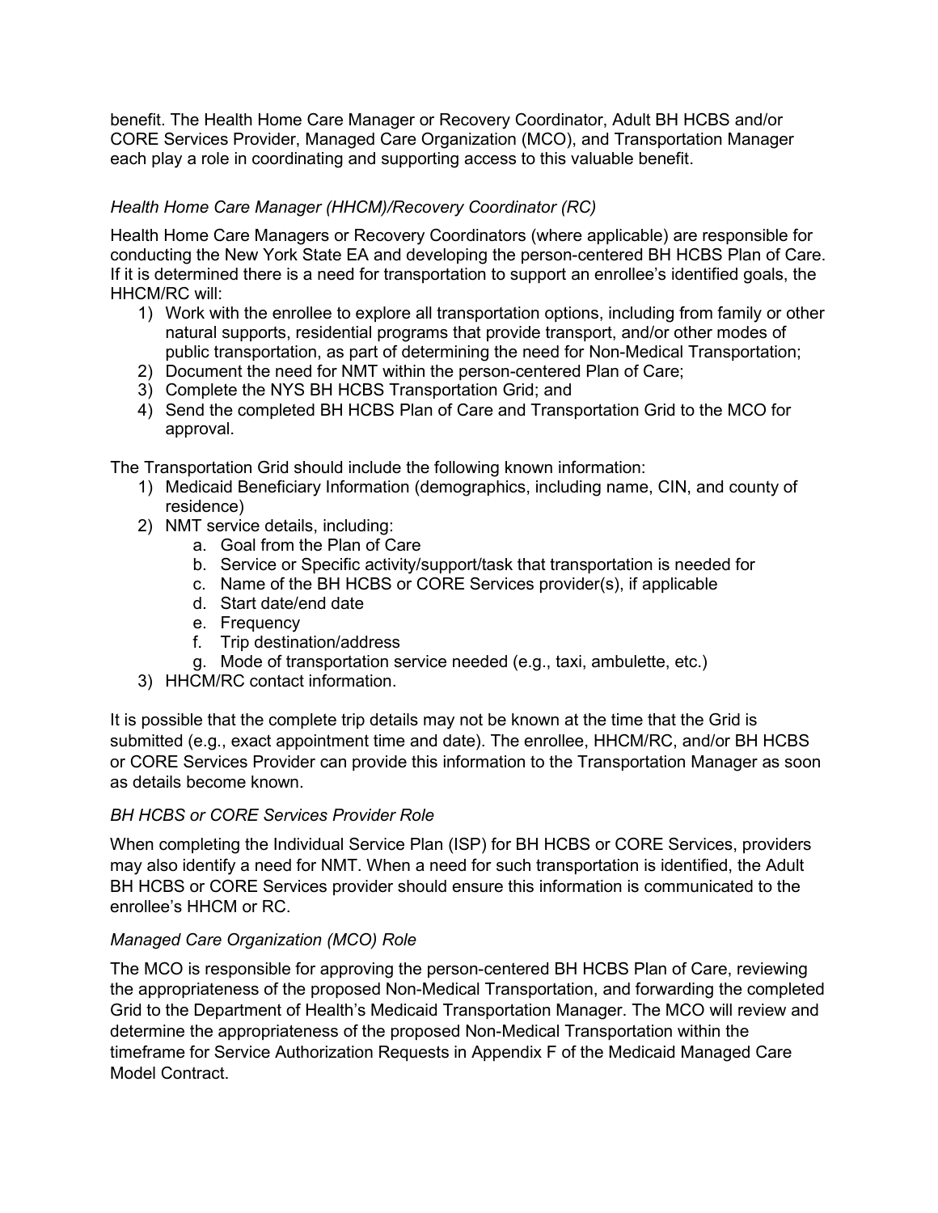benefit. The Health Home Care Manager or Recovery Coordinator, Adult BH HCBS and/or CORE Services Provider, Managed Care Organization (MCO), and Transportation Manager each play a role in coordinating and supporting access to this valuable benefit.

*Health Home Care Manager (HHCM)/Recovery Coordinator (RC)*

Health Home Care Managers or Recovery Coordinators (where applicable) are responsible for conducting the New York State EA and developing the person-centered BH HCBS Plan of Care. If it is determined there is a need for transportation to support an enrollee's identified goals, the HHCM/RC will:

1) Work with the enrollee to explore all transportation options, including from family or other natural supports, residential programs that provide transport, and/or other modes of public transportation, as part of determining the need for Non-Medical Transportation;
2) Document the need for NMT within the person-centered Plan of Care;
3) Complete the NYS BH HCBS Transportation Grid; and
4) Send the completed BH HCBS Plan of Care and Transportation Grid to the MCO for approval.

The Transportation Grid should include the following known information:

1) Medicaid Beneficiary Information (demographics, including name, CIN, and county of residence)
2) NMT service details, including:
   a. Goal from the Plan of Care
   b. Service or Specific activity/support/task that transportation is needed for
   c. Name of the BH HCBS or CORE Services provider(s), if applicable
   d. Start date/end date
   e. Frequency
   f. Trip destination/address
   g. Mode of transportation service needed (e.g., taxi, ambulette, etc.)
3) HHCM/RC contact information.

It is possible that the complete trip details may not be known at the time that the Grid is submitted (e.g., exact appointment time and date). The enrollee, HHCM/RC, and/or BH HCBS or CORE Services Provider can provide this information to the Transportation Manager as soon as details become known.

*BH HCBS or CORE Services Provider Role*

When completing the Individual Service Plan (ISP) for BH HCBS or CORE Services, providers may also identify a need for NMT. When a need for such transportation is identified, the Adult BH HCBS or CORE Services provider should ensure this information is communicated to the enrollee's HHCM or RC.

*Managed Care Organization (MCO) Role*

The MCO is responsible for approving the person-centered BH HCBS Plan of Care, reviewing the appropriateness of the proposed Non-Medical Transportation, and forwarding the completed Grid to the Department of Health's Medicaid Transportation Manager. The MCO will review and determine the appropriateness of the proposed Non-Medical Transportation within the timeframe for Service Authorization Requests in Appendix F of the Medicaid Managed Care Model Contract.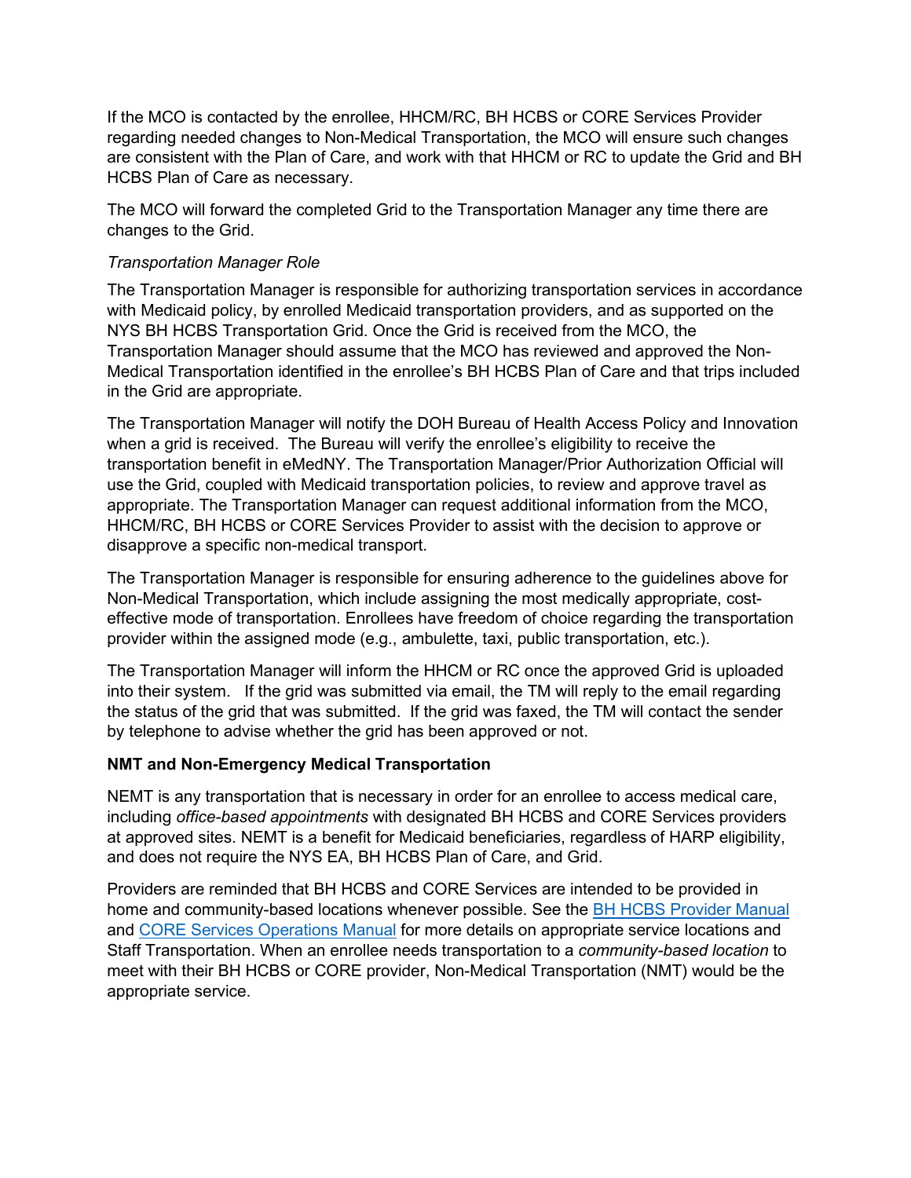If the MCO is contacted by the enrollee, HHCM/RC, BH HCBS or CORE Services Provider regarding needed changes to Non-Medical Transportation, the MCO will ensure such changes are consistent with the Plan of Care, and work with that HHCM or RC to update the Grid and BH HCBS Plan of Care as necessary.

The MCO will forward the completed Grid to the Transportation Manager any time there are changes to the Grid.

*Transportation Manager Role*

The Transportation Manager is responsible for authorizing transportation services in accordance with Medicaid policy, by enrolled Medicaid transportation providers, and as supported on the NYS BH HCBS Transportation Grid. Once the Grid is received from the MCO, the Transportation Manager should assume that the MCO has reviewed and approved the Non-Medical Transportation identified in the enrollee's BH HCBS Plan of Care and that trips included in the Grid are appropriate.

The Transportation Manager will notify the DOH Bureau of Health Access Policy and Innovation when a grid is received. The Bureau will verify the enrollee's eligibility to receive the transportation benefit in eMedNY. The Transportation Manager/Prior Authorization Official will use the Grid, coupled with Medicaid transportation policies, to review and approve travel as appropriate. The Transportation Manager can request additional information from the MCO, HHCM/RC, BH HCBS or CORE Services Provider to assist with the decision to approve or disapprove a specific non-medical transport.

The Transportation Manager is responsible for ensuring adherence to the guidelines above for Non-Medical Transportation, which include assigning the most medically appropriate, cost-effective mode of transportation. Enrollees have freedom of choice regarding the transportation provider within the assigned mode (e.g., ambulette, taxi, public transportation, etc.).

The Transportation Manager will inform the HHCM or RC once the approved Grid is uploaded into their system. If the grid was submitted via email, the TM will reply to the email regarding the status of the grid that was submitted. If the grid was faxed, the TM will contact the sender by telephone to advise whether the grid has been approved or not.

**NMT and Non-Emergency Medical Transportation**

NEMT is any transportation that is necessary in order for an enrollee to access medical care, including *office-based appointments* with designated BH HCBS and CORE Services providers at approved sites. NEMT is a benefit for Medicaid beneficiaries, regardless of HARP eligibility, and does not require the NYS EA, BH HCBS Plan of Care, and Grid.

Providers are reminded that BH HCBS and CORE Services are intended to be provided in home and community-based locations whenever possible. See the BH HCBS Provider Manual and CORE Services Operations Manual for more details on appropriate service locations and Staff Transportation. When an enrollee needs transportation to a *community-based location* to meet with their BH HCBS or CORE provider, Non-Medical Transportation (NMT) would be the appropriate service.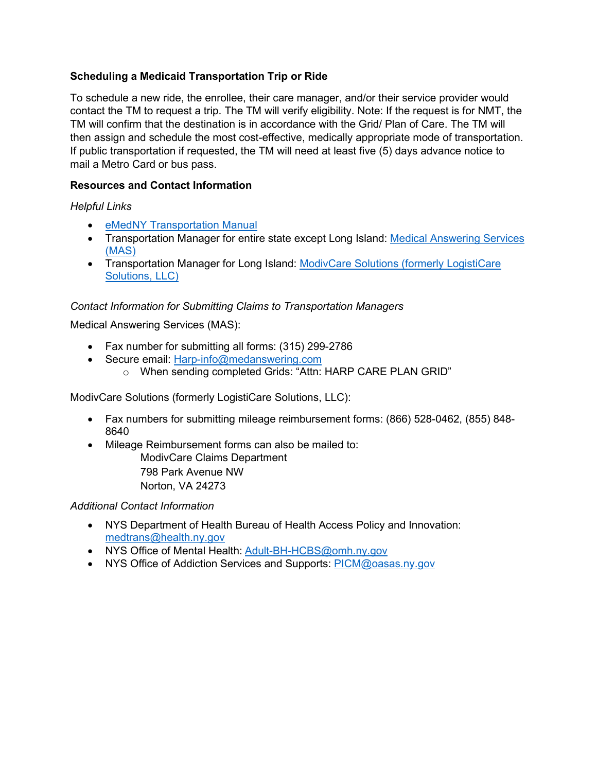**Scheduling a Medicaid Transportation Trip or Ride**

To schedule a new ride, the enrollee, their care manager, and/or their service provider would contact the TM to request a trip. The TM will verify eligibility. Note: If the request is for NMT, the TM will confirm that the destination is in accordance with the Grid/ Plan of Care. The TM will then assign and schedule the most cost-effective, medically appropriate mode of transportation. If public transportation if requested, the TM will need at least five (5) days advance notice to mail a Metro Card or bus pass.

**Resources and Contact Information**

*Helpful Links*

- eMedNY Transportation Manual
- Transportation Manager for entire state except Long Island: Medical Answering Services (MAS)
- Transportation Manager for Long Island: ModivCare Solutions (formerly LogistiCare Solutions, LLC)

*Contact Information for Submitting Claims to Transportation Managers*

Medical Answering Services (MAS):

- Fax number for submitting all forms: (315) 299-2786
- Secure email: Harp-info@medanswering.com
    - When sending completed Grids: "Attn: HARP CARE PLAN GRID"

ModivCare Solutions (formerly LogistiCare Solutions, LLC):

- Fax numbers for submitting mileage reimbursement forms: (866) 528-0462, (855) 848-8640
- Mileage Reimbursement forms can also be mailed to:
  ModivCare Claims Department
  798 Park Avenue NW
  Norton, VA 24273

*Additional Contact Information*

- NYS Department of Health Bureau of Health Access Policy and Innovation: medtrans@health.ny.gov
- NYS Office of Mental Health: Adult-BH-HCBS@omh.ny.gov
- NYS Office of Addiction Services and Supports: PICM@oasas.ny.gov